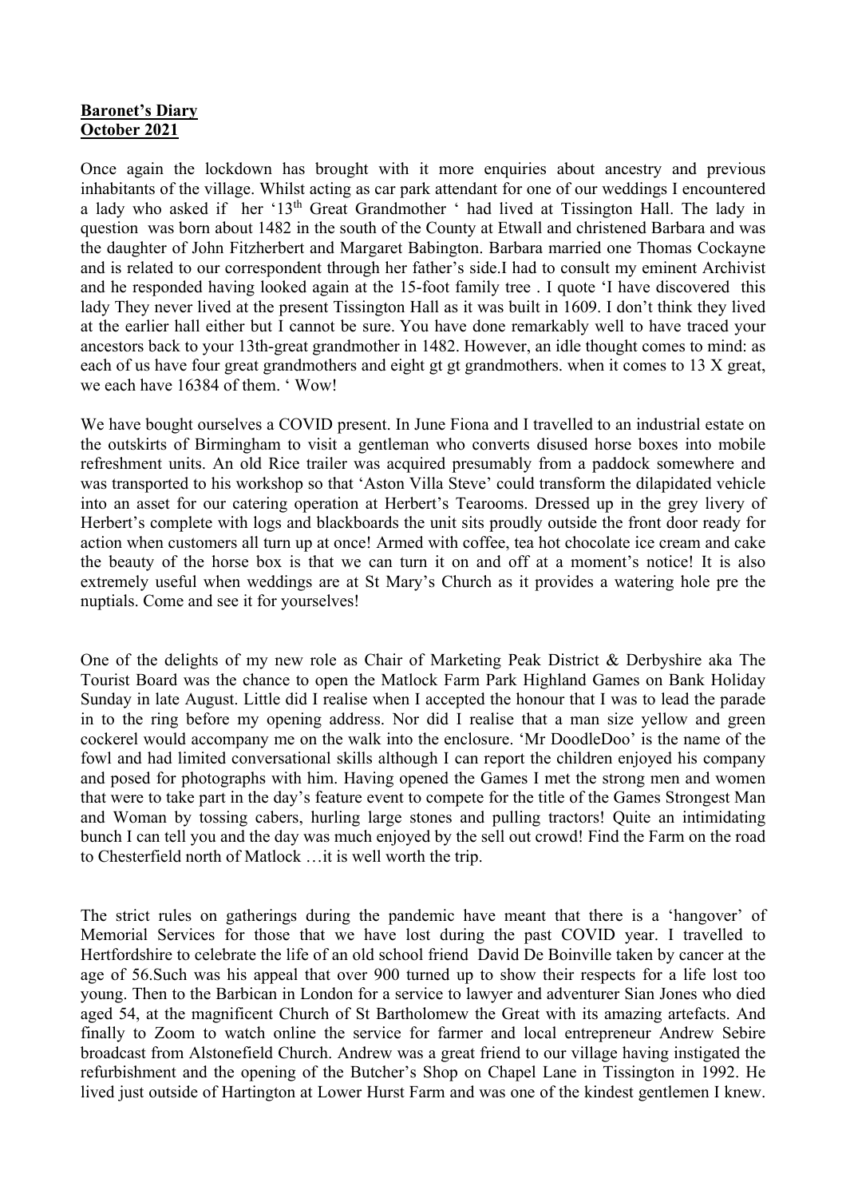**Baronet's Diary**
**October 2021**

Once again the lockdown has brought with it more enquiries about ancestry and previous inhabitants of the village. Whilst acting as car park attendant for one of our weddings I encountered a lady who asked if her '13th Great Grandmother ' had lived at Tissington Hall. The lady in question was born about 1482 in the south of the County at Etwall and christened Barbara and was the daughter of John Fitzherbert and Margaret Babington. Barbara married one Thomas Cockayne and is related to our correspondent through her father's side.I had to consult my eminent Archivist and he responded having looked again at the 15-foot family tree . I quote 'I have discovered this lady They never lived at the present Tissington Hall as it was built in 1609. I don't think they lived at the earlier hall either but I cannot be sure. You have done remarkably well to have traced your ancestors back to your 13th-great grandmother in 1482. However, an idle thought comes to mind: as each of us have four great grandmothers and eight gt gt grandmothers. when it comes to 13 X great, we each have 16384 of them. ' Wow!

We have bought ourselves a COVID present. In June Fiona and I travelled to an industrial estate on the outskirts of Birmingham to visit a gentleman who converts disused horse boxes into mobile refreshment units. An old Rice trailer was acquired presumably from a paddock somewhere and was transported to his workshop so that 'Aston Villa Steve' could transform the dilapidated vehicle into an asset for our catering operation at Herbert's Tearooms. Dressed up in the grey livery of Herbert's complete with logs and blackboards the unit sits proudly outside the front door ready for action when customers all turn up at once! Armed with coffee, tea hot chocolate ice cream and cake the beauty of the horse box is that we can turn it on and off at a moment's notice! It is also extremely useful when weddings are at St Mary's Church as it provides a watering hole pre the nuptials. Come and see it for yourselves!

One of the delights of my new role as Chair of Marketing Peak District & Derbyshire aka The Tourist Board was the chance to open the Matlock Farm Park Highland Games on Bank Holiday Sunday in late August. Little did I realise when I accepted the honour that I was to lead the parade in to the ring before my opening address. Nor did I realise that a man size yellow and green cockerel would accompany me on the walk into the enclosure. 'Mr DoodleDoo' is the name of the fowl and had limited conversational skills although I can report the children enjoyed his company and posed for photographs with him. Having opened the Games I met the strong men and women that were to take part in the day's feature event to compete for the title of the Games Strongest Man and Woman by tossing cabers, hurling large stones and pulling tractors! Quite an intimidating bunch I can tell you and the day was much enjoyed by the sell out crowd! Find the Farm on the road to Chesterfield north of Matlock …it is well worth the trip.

The strict rules on gatherings during the pandemic have meant that there is a 'hangover' of Memorial Services for those that we have lost during the past COVID year. I travelled to Hertfordshire to celebrate the life of an old school friend David De Boinville taken by cancer at the age of 56.Such was his appeal that over 900 turned up to show their respects for a life lost too young. Then to the Barbican in London for a service to lawyer and adventurer Sian Jones who died aged 54, at the magnificent Church of St Bartholomew the Great with its amazing artefacts. And finally to Zoom to watch online the service for farmer and local entrepreneur Andrew Sebire broadcast from Alstonefield Church. Andrew was a great friend to our village having instigated the refurbishment and the opening of the Butcher's Shop on Chapel Lane in Tissington in 1992. He lived just outside of Hartington at Lower Hurst Farm and was one of the kindest gentlemen I knew.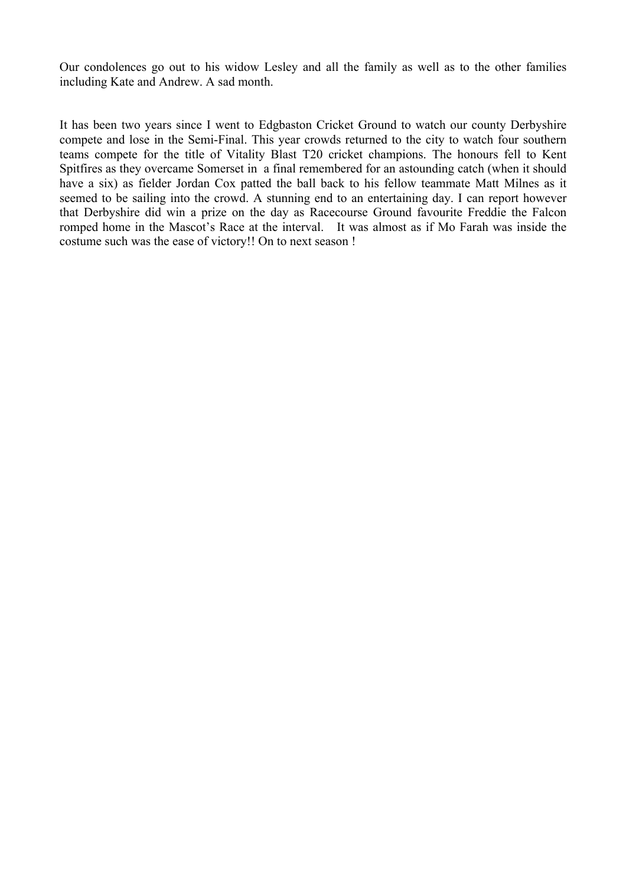Our condolences go out to his widow Lesley and all the family as well as to the other families including Kate and Andrew. A sad month.

It has been two years since I went to Edgbaston Cricket Ground to watch our county Derbyshire compete and lose in the Semi-Final. This year crowds returned to the city to watch four southern teams compete for the title of Vitality Blast T20 cricket champions. The honours fell to Kent Spitfires as they overcame Somerset in a final remembered for an astounding catch (when it should have a six) as fielder Jordan Cox patted the ball back to his fellow teammate Matt Milnes as it seemed to be sailing into the crowd. A stunning end to an entertaining day. I can report however that Derbyshire did win a prize on the day as Racecourse Ground favourite Freddie the Falcon romped home in the Mascot's Race at the interval. It was almost as if Mo Farah was inside the costume such was the ease of victory!! On to next season !